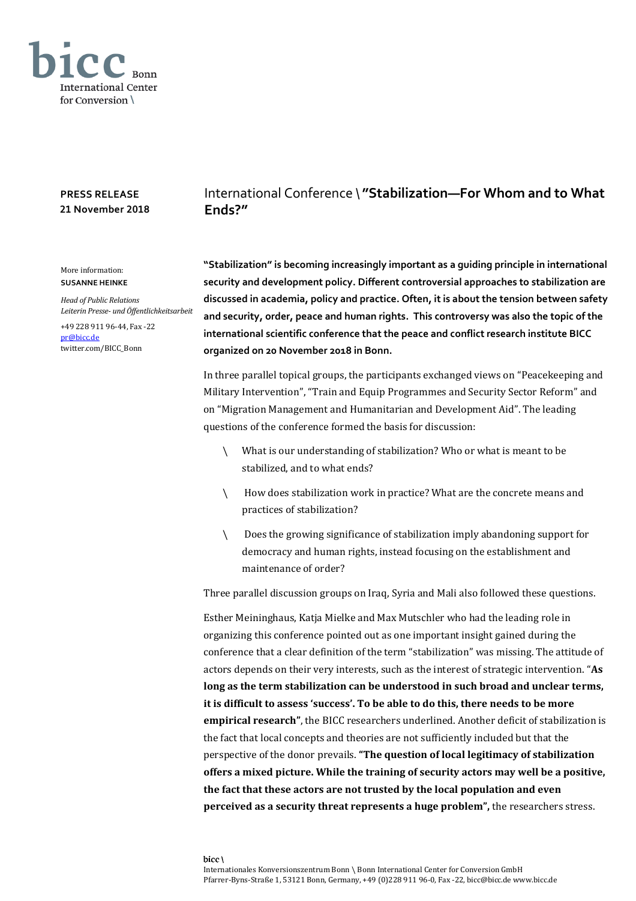bicc Bonn
International Center
for Conversion \

**PRESS RELEASE**
**21 November 2018**

# International Conference \ **"Stabilization—For Whom and to What Ends?"**

More information:
**SUSANNE HEINKE**

*Head of Public Relations*
*Leiterin Presse- und Öffentlichkeitsarbeit*

+49 228 911 96-44, Fax -22
pr@bicc.de
twitter.com/BICC_Bonn

**"Stabilization" is becoming increasingly important as a guiding principle in international security and development policy. Different controversial approaches to stabilization are discussed in academia, policy and practice. Often, it is about the tension between safety and security, order, peace and human rights. This controversy was also the topic of the international scientific conference that the peace and conflict research institute BICC organized on 20 November 2018 in Bonn.**

In three parallel topical groups, the participants exchanged views on "Peacekeeping and Military Intervention", "Train and Equip Programmes and Security Sector Reform" and on "Migration Management and Humanitarian and Development Aid". The leading questions of the conference formed the basis for discussion:

- What is our understanding of stabilization? Who or what is meant to be stabilized, and to what ends?
- How does stabilization work in practice? What are the concrete means and practices of stabilization?
- Does the growing significance of stabilization imply abandoning support for democracy and human rights, instead focusing on the establishment and maintenance of order?

Three parallel discussion groups on Iraq, Syria and Mali also followed these questions.

Esther Meininghaus, Katja Mielke and Max Mutschler who had the leading role in organizing this conference pointed out as one important insight gained during the conference that a clear definition of the term "stabilization" was missing. The attitude of actors depends on their very interests, such as the interest of strategic intervention. "**As long as the term stabilization can be understood in such broad and unclear terms, it is difficult to assess 'success'. To be able to do this, there needs to be more empirical research"**, the BICC researchers underlined. Another deficit of stabilization is the fact that local concepts and theories are not sufficiently included but that the perspective of the donor prevails. **"The question of local legitimacy of stabilization offers a mixed picture. While the training of security actors may well be a positive, the fact that these actors are not trusted by the local population and even perceived as a security threat represents a huge problem",** the researchers stress.

bicc \
Internationales Konversionszentrum Bonn \ Bonn International Center for Conversion GmbH
Pfarrer-Byns-Straße 1, 53121 Bonn, Germany, +49 (0)228 911 96-0, Fax -22, bicc@bicc.de www.bicc.de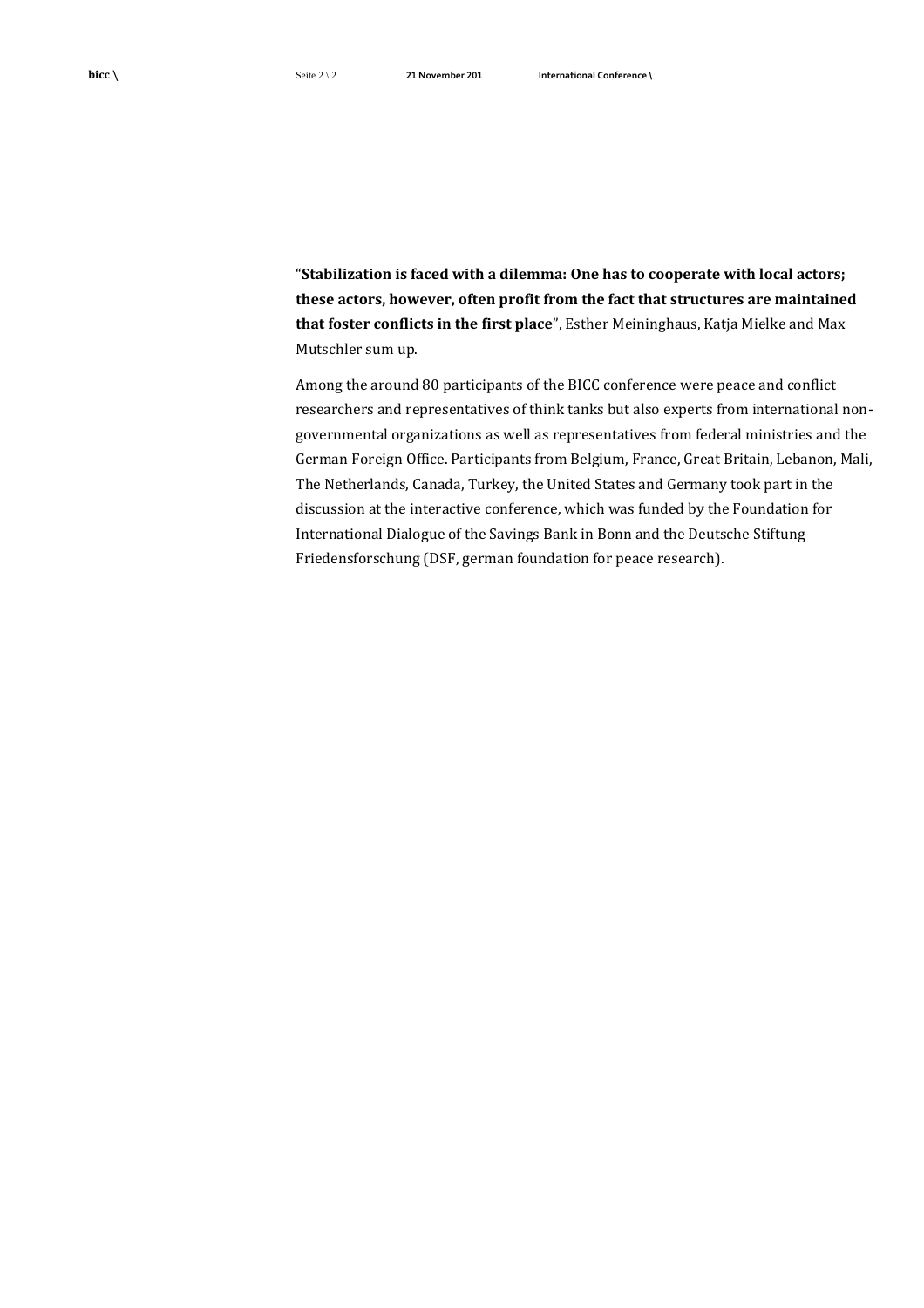“**Stabilization is faced with a dilemma: One has to cooperate with local actors; these actors, however, often profit from the fact that structures are maintained that foster conflicts in the first place**”, Esther Meininghaus, Katja Mielke and Max Mutschler sum up.

Among the around 80 participants of the BICC conference were peace and conflict researchers and representatives of think tanks but also experts from international non-governmental organizations as well as representatives from federal ministries and the German Foreign Office. Participants from Belgium, France, Great Britain, Lebanon, Mali, The Netherlands, Canada, Turkey, the United States and Germany took part in the discussion at the interactive conference, which was funded by the Foundation for International Dialogue of the Savings Bank in Bonn and the Deutsche Stiftung Friedensforschung (DSF, german foundation for peace research).